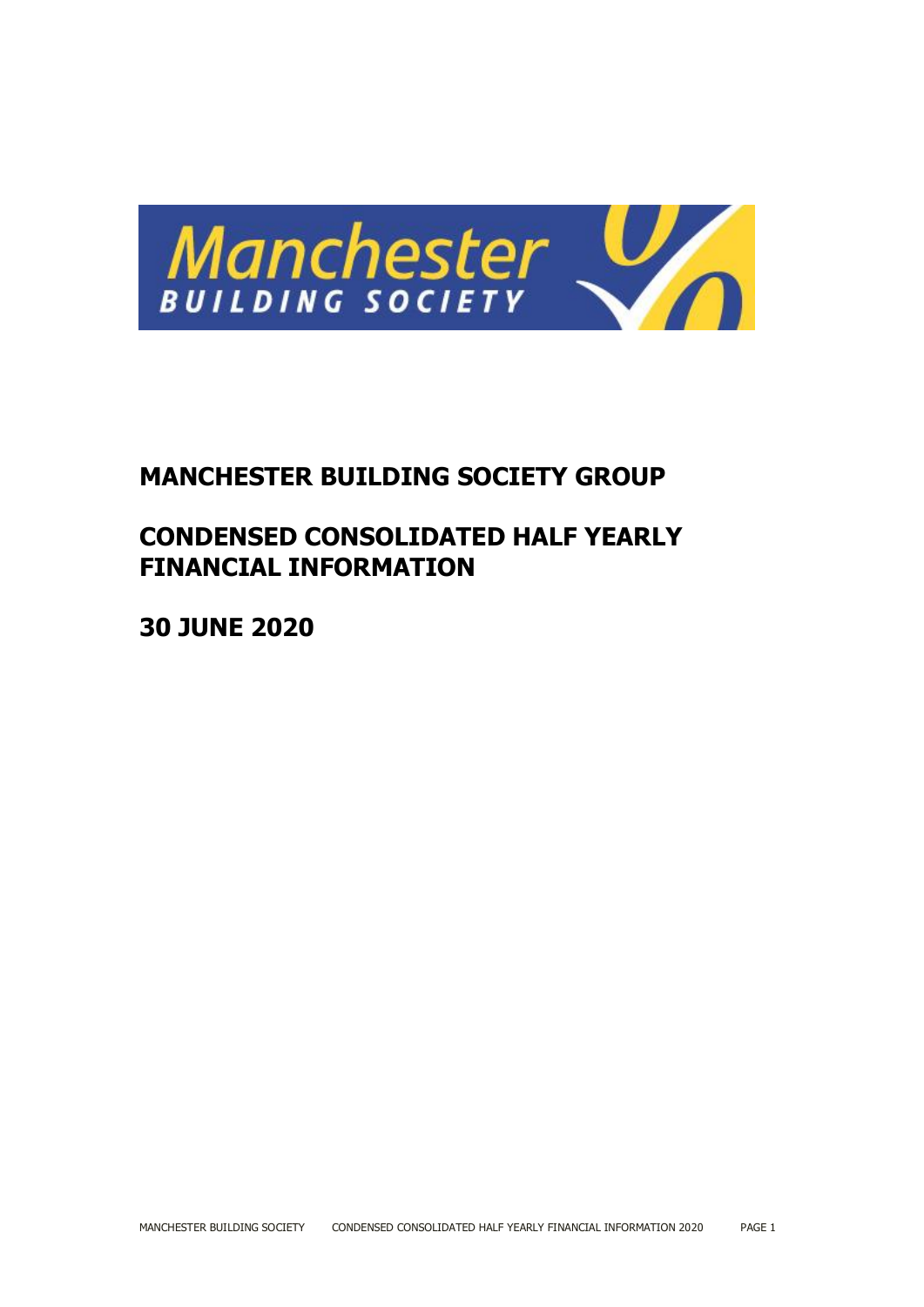# MANCHESTER BUILDING SOCIETY GROUP

# CONDENSED CONSOLIDATED HALF YEARLY FINANCIAL INFORMATION

# 30 JUNE 2020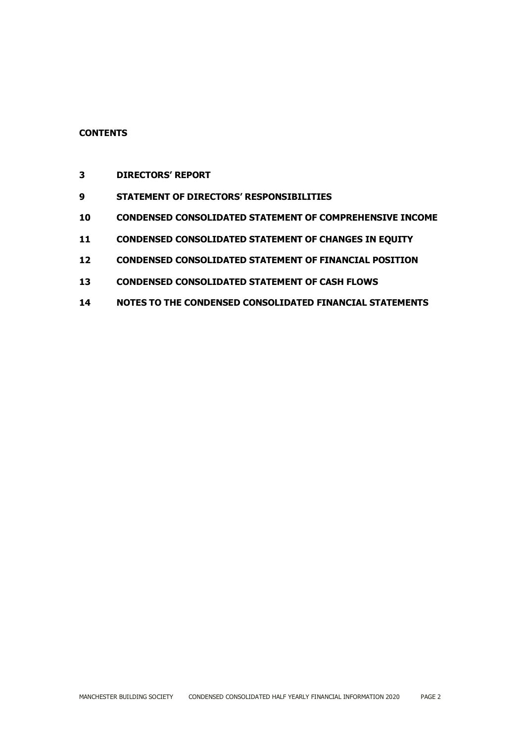**CONTENTS**

| | |
|---|---|
| **3** | **DIRECTORS' REPORT** |
| **9** | **STATEMENT OF DIRECTORS' RESPONSIBILITIES** |
| **10** | **CONDENSED CONSOLIDATED STATEMENT OF COMPREHENSIVE INCOME** |
| **11** | **CONDENSED CONSOLIDATED STATEMENT OF CHANGES IN EQUITY** |
| **12** | **CONDENSED CONSOLIDATED STATEMENT OF FINANCIAL POSITION** |
| **13** | **CONDENSED CONSOLIDATED STATEMENT OF CASH FLOWS** |
| **14** | **NOTES TO THE CONDENSED CONSOLIDATED FINANCIAL STATEMENTS** |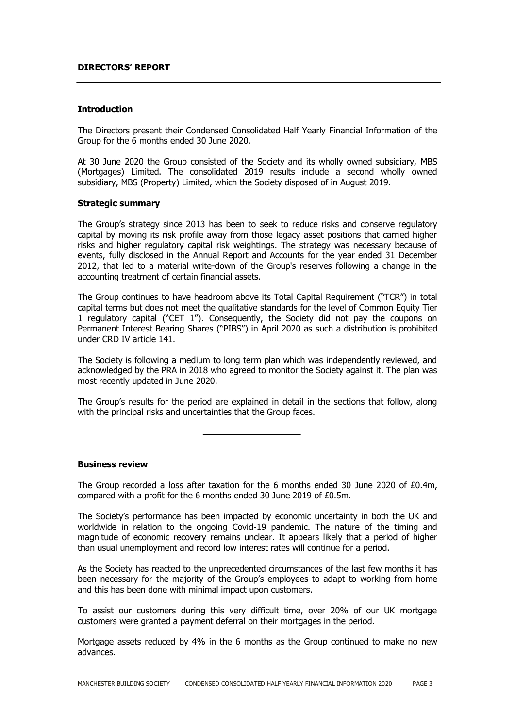## DIRECTORS' REPORT

### Introduction

The Directors present their Condensed Consolidated Half Yearly Financial Information of the Group for the 6 months ended 30 June 2020.

At 30 June 2020 the Group consisted of the Society and its wholly owned subsidiary, MBS (Mortgages) Limited. The consolidated 2019 results include a second wholly owned subsidiary, MBS (Property) Limited, which the Society disposed of in August 2019.

### Strategic summary

The Group's strategy since 2013 has been to seek to reduce risks and conserve regulatory capital by moving its risk profile away from those legacy asset positions that carried higher risks and higher regulatory capital risk weightings. The strategy was necessary because of events, fully disclosed in the Annual Report and Accounts for the year ended 31 December 2012, that led to a material write-down of the Group's reserves following a change in the accounting treatment of certain financial assets.

The Group continues to have headroom above its Total Capital Requirement ("TCR") in total capital terms but does not meet the qualitative standards for the level of Common Equity Tier 1 regulatory capital ("CET 1"). Consequently, the Society did not pay the coupons on Permanent Interest Bearing Shares ("PIBS") in April 2020 as such a distribution is prohibited under CRD IV article 141.

The Society is following a medium to long term plan which was independently reviewed, and acknowledged by the PRA in 2018 who agreed to monitor the Society against it. The plan was most recently updated in June 2020.

The Group's results for the period are explained in detail in the sections that follow, along with the principal risks and uncertainties that the Group faces.

---

### Business review

The Group recorded a loss after taxation for the 6 months ended 30 June 2020 of £0.4m, compared with a profit for the 6 months ended 30 June 2019 of £0.5m.

The Society's performance has been impacted by economic uncertainty in both the UK and worldwide in relation to the ongoing Covid-19 pandemic. The nature of the timing and magnitude of economic recovery remains unclear. It appears likely that a period of higher than usual unemployment and record low interest rates will continue for a period.

As the Society has reacted to the unprecedented circumstances of the last few months it has been necessary for the majority of the Group's employees to adapt to working from home and this has been done with minimal impact upon customers.

To assist our customers during this very difficult time, over 20% of our UK mortgage customers were granted a payment deferral on their mortgages in the period.

Mortgage assets reduced by 4% in the 6 months as the Group continued to make no new advances.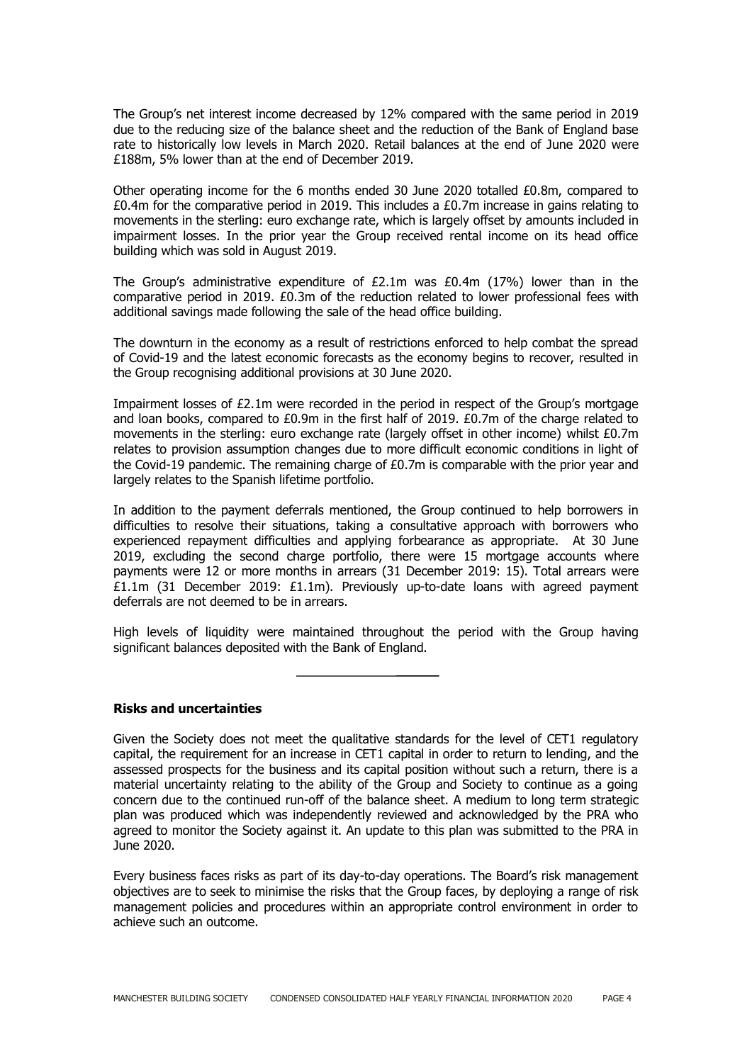The Group's net interest income decreased by 12% compared with the same period in 2019 due to the reducing size of the balance sheet and the reduction of the Bank of England base rate to historically low levels in March 2020. Retail balances at the end of June 2020 were £188m, 5% lower than at the end of December 2019.

Other operating income for the 6 months ended 30 June 2020 totalled £0.8m, compared to £0.4m for the comparative period in 2019. This includes a £0.7m increase in gains relating to movements in the sterling: euro exchange rate, which is largely offset by amounts included in impairment losses. In the prior year the Group received rental income on its head office building which was sold in August 2019.

The Group's administrative expenditure of £2.1m was £0.4m (17%) lower than in the comparative period in 2019. £0.3m of the reduction related to lower professional fees with additional savings made following the sale of the head office building.

The downturn in the economy as a result of restrictions enforced to help combat the spread of Covid-19 and the latest economic forecasts as the economy begins to recover, resulted in the Group recognising additional provisions at 30 June 2020.

Impairment losses of £2.1m were recorded in the period in respect of the Group's mortgage and loan books, compared to £0.9m in the first half of 2019. £0.7m of the charge related to movements in the sterling: euro exchange rate (largely offset in other income) whilst £0.7m relates to provision assumption changes due to more difficult economic conditions in light of the Covid-19 pandemic. The remaining charge of £0.7m is comparable with the prior year and largely relates to the Spanish lifetime portfolio.

In addition to the payment deferrals mentioned, the Group continued to help borrowers in difficulties to resolve their situations, taking a consultative approach with borrowers who experienced repayment difficulties and applying forbearance as appropriate. At 30 June 2019, excluding the second charge portfolio, there were 15 mortgage accounts where payments were 12 or more months in arrears (31 December 2019: 15). Total arrears were £1.1m (31 December 2019: £1.1m). Previously up-to-date loans with agreed payment deferrals are not deemed to be in arrears.

High levels of liquidity were maintained throughout the period with the Group having significant balances deposited with the Bank of England.

---

## Risks and uncertainties

Given the Society does not meet the qualitative standards for the level of CET1 regulatory capital, the requirement for an increase in CET1 capital in order to return to lending, and the assessed prospects for the business and its capital position without such a return, there is a material uncertainty relating to the ability of the Group and Society to continue as a going concern due to the continued run-off of the balance sheet. A medium to long term strategic plan was produced which was independently reviewed and acknowledged by the PRA who agreed to monitor the Society against it. An update to this plan was submitted to the PRA in June 2020.

Every business faces risks as part of its day-to-day operations. The Board's risk management objectives are to seek to minimise the risks that the Group faces, by deploying a range of risk management policies and procedures within an appropriate control environment in order to achieve such an outcome.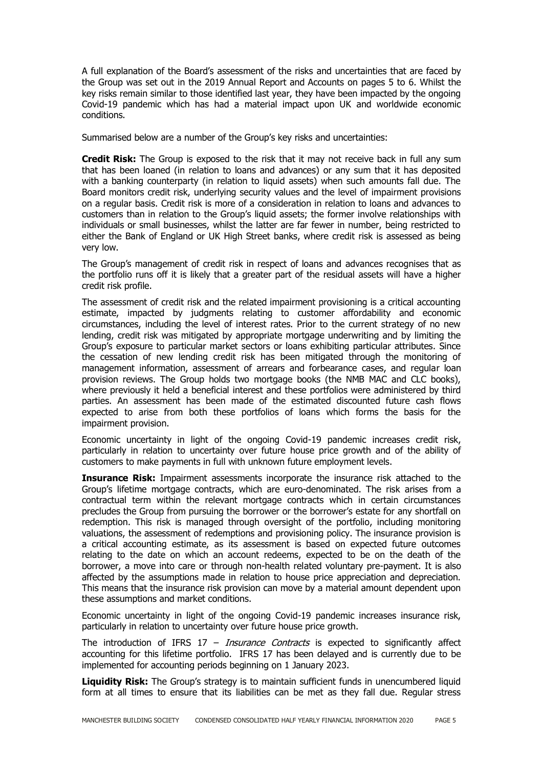A full explanation of the Board's assessment of the risks and uncertainties that are faced by the Group was set out in the 2019 Annual Report and Accounts on pages 5 to 6. Whilst the key risks remain similar to those identified last year, they have been impacted by the ongoing Covid-19 pandemic which has had a material impact upon UK and worldwide economic conditions.

Summarised below are a number of the Group's key risks and uncertainties:

**Credit Risk:** The Group is exposed to the risk that it may not receive back in full any sum that has been loaned (in relation to loans and advances) or any sum that it has deposited with a banking counterparty (in relation to liquid assets) when such amounts fall due. The Board monitors credit risk, underlying security values and the level of impairment provisions on a regular basis. Credit risk is more of a consideration in relation to loans and advances to customers than in relation to the Group's liquid assets; the former involve relationships with individuals or small businesses, whilst the latter are far fewer in number, being restricted to either the Bank of England or UK High Street banks, where credit risk is assessed as being very low.

The Group's management of credit risk in respect of loans and advances recognises that as the portfolio runs off it is likely that a greater part of the residual assets will have a higher credit risk profile.

The assessment of credit risk and the related impairment provisioning is a critical accounting estimate, impacted by judgments relating to customer affordability and economic circumstances, including the level of interest rates. Prior to the current strategy of no new lending, credit risk was mitigated by appropriate mortgage underwriting and by limiting the Group's exposure to particular market sectors or loans exhibiting particular attributes. Since the cessation of new lending credit risk has been mitigated through the monitoring of management information, assessment of arrears and forbearance cases, and regular loan provision reviews. The Group holds two mortgage books (the NMB MAC and CLC books), where previously it held a beneficial interest and these portfolios were administered by third parties. An assessment has been made of the estimated discounted future cash flows expected to arise from both these portfolios of loans which forms the basis for the impairment provision.

Economic uncertainty in light of the ongoing Covid-19 pandemic increases credit risk, particularly in relation to uncertainty over future house price growth and of the ability of customers to make payments in full with unknown future employment levels.

**Insurance Risk:** Impairment assessments incorporate the insurance risk attached to the Group's lifetime mortgage contracts, which are euro-denominated. The risk arises from a contractual term within the relevant mortgage contracts which in certain circumstances precludes the Group from pursuing the borrower or the borrower's estate for any shortfall on redemption. This risk is managed through oversight of the portfolio, including monitoring valuations, the assessment of redemptions and provisioning policy. The insurance provision is a critical accounting estimate, as its assessment is based on expected future outcomes relating to the date on which an account redeems, expected to be on the death of the borrower, a move into care or through non-health related voluntary pre-payment. It is also affected by the assumptions made in relation to house price appreciation and depreciation. This means that the insurance risk provision can move by a material amount dependent upon these assumptions and market conditions.

Economic uncertainty in light of the ongoing Covid-19 pandemic increases insurance risk, particularly in relation to uncertainty over future house price growth.

The introduction of IFRS 17 – *Insurance Contracts* is expected to significantly affect accounting for this lifetime portfolio. IFRS 17 has been delayed and is currently due to be implemented for accounting periods beginning on 1 January 2023.

**Liquidity Risk:** The Group's strategy is to maintain sufficient funds in unencumbered liquid form at all times to ensure that its liabilities can be met as they fall due. Regular stress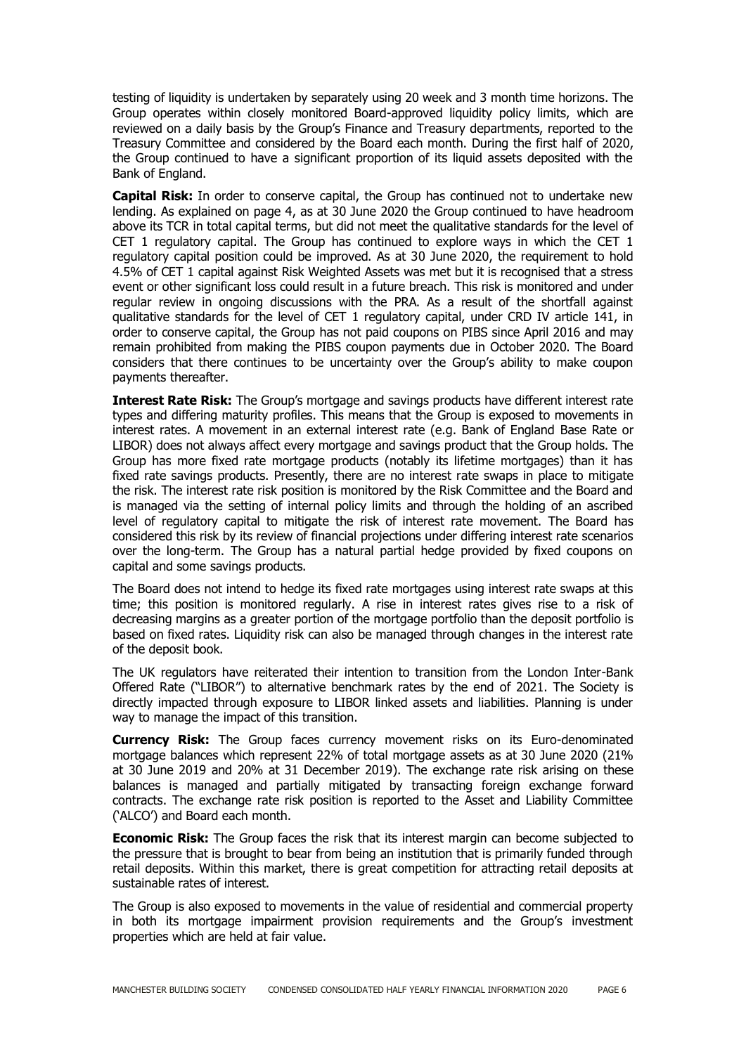testing of liquidity is undertaken by separately using 20 week and 3 month time horizons. The Group operates within closely monitored Board-approved liquidity policy limits, which are reviewed on a daily basis by the Group's Finance and Treasury departments, reported to the Treasury Committee and considered by the Board each month. During the first half of 2020, the Group continued to have a significant proportion of its liquid assets deposited with the Bank of England.

**Capital Risk:** In order to conserve capital, the Group has continued not to undertake new lending. As explained on page 4, as at 30 June 2020 the Group continued to have headroom above its TCR in total capital terms, but did not meet the qualitative standards for the level of CET 1 regulatory capital. The Group has continued to explore ways in which the CET 1 regulatory capital position could be improved. As at 30 June 2020, the requirement to hold 4.5% of CET 1 capital against Risk Weighted Assets was met but it is recognised that a stress event or other significant loss could result in a future breach. This risk is monitored and under regular review in ongoing discussions with the PRA. As a result of the shortfall against qualitative standards for the level of CET 1 regulatory capital, under CRD IV article 141, in order to conserve capital, the Group has not paid coupons on PIBS since April 2016 and may remain prohibited from making the PIBS coupon payments due in October 2020. The Board considers that there continues to be uncertainty over the Group's ability to make coupon payments thereafter.

**Interest Rate Risk:** The Group's mortgage and savings products have different interest rate types and differing maturity profiles. This means that the Group is exposed to movements in interest rates. A movement in an external interest rate (e.g. Bank of England Base Rate or LIBOR) does not always affect every mortgage and savings product that the Group holds. The Group has more fixed rate mortgage products (notably its lifetime mortgages) than it has fixed rate savings products. Presently, there are no interest rate swaps in place to mitigate the risk. The interest rate risk position is monitored by the Risk Committee and the Board and is managed via the setting of internal policy limits and through the holding of an ascribed level of regulatory capital to mitigate the risk of interest rate movement. The Board has considered this risk by its review of financial projections under differing interest rate scenarios over the long-term. The Group has a natural partial hedge provided by fixed coupons on capital and some savings products.

The Board does not intend to hedge its fixed rate mortgages using interest rate swaps at this time; this position is monitored regularly. A rise in interest rates gives rise to a risk of decreasing margins as a greater portion of the mortgage portfolio than the deposit portfolio is based on fixed rates. Liquidity risk can also be managed through changes in the interest rate of the deposit book.

The UK regulators have reiterated their intention to transition from the London Inter-Bank Offered Rate ("LIBOR") to alternative benchmark rates by the end of 2021. The Society is directly impacted through exposure to LIBOR linked assets and liabilities. Planning is under way to manage the impact of this transition.

**Currency Risk:** The Group faces currency movement risks on its Euro-denominated mortgage balances which represent 22% of total mortgage assets as at 30 June 2020 (21% at 30 June 2019 and 20% at 31 December 2019). The exchange rate risk arising on these balances is managed and partially mitigated by transacting foreign exchange forward contracts. The exchange rate risk position is reported to the Asset and Liability Committee ('ALCO') and Board each month.

**Economic Risk:** The Group faces the risk that its interest margin can become subjected to the pressure that is brought to bear from being an institution that is primarily funded through retail deposits. Within this market, there is great competition for attracting retail deposits at sustainable rates of interest.

The Group is also exposed to movements in the value of residential and commercial property in both its mortgage impairment provision requirements and the Group's investment properties which are held at fair value.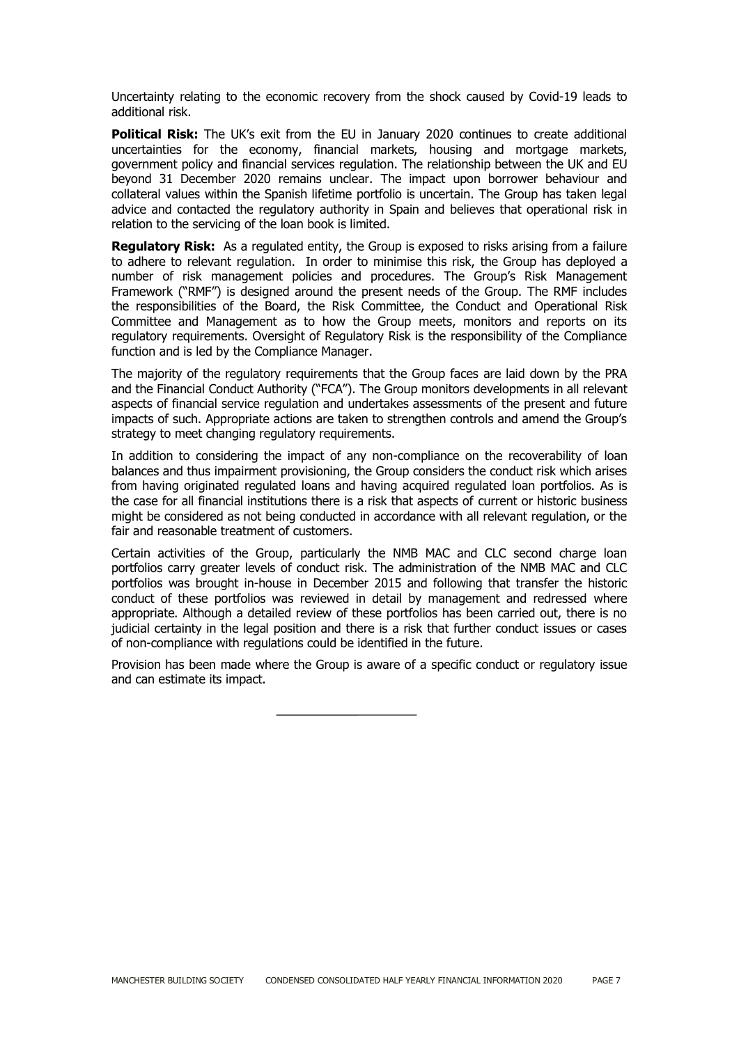Uncertainty relating to the economic recovery from the shock caused by Covid-19 leads to additional risk.

**Political Risk:** The UK's exit from the EU in January 2020 continues to create additional uncertainties for the economy, financial markets, housing and mortgage markets, government policy and financial services regulation. The relationship between the UK and EU beyond 31 December 2020 remains unclear. The impact upon borrower behaviour and collateral values within the Spanish lifetime portfolio is uncertain. The Group has taken legal advice and contacted the regulatory authority in Spain and believes that operational risk in relation to the servicing of the loan book is limited.

**Regulatory Risk:** As a regulated entity, the Group is exposed to risks arising from a failure to adhere to relevant regulation. In order to minimise this risk, the Group has deployed a number of risk management policies and procedures. The Group's Risk Management Framework ("RMF") is designed around the present needs of the Group. The RMF includes the responsibilities of the Board, the Risk Committee, the Conduct and Operational Risk Committee and Management as to how the Group meets, monitors and reports on its regulatory requirements. Oversight of Regulatory Risk is the responsibility of the Compliance function and is led by the Compliance Manager.

The majority of the regulatory requirements that the Group faces are laid down by the PRA and the Financial Conduct Authority ("FCA"). The Group monitors developments in all relevant aspects of financial service regulation and undertakes assessments of the present and future impacts of such. Appropriate actions are taken to strengthen controls and amend the Group's strategy to meet changing regulatory requirements.

In addition to considering the impact of any non-compliance on the recoverability of loan balances and thus impairment provisioning, the Group considers the conduct risk which arises from having originated regulated loans and having acquired regulated loan portfolios. As is the case for all financial institutions there is a risk that aspects of current or historic business might be considered as not being conducted in accordance with all relevant regulation, or the fair and reasonable treatment of customers.

Certain activities of the Group, particularly the NMB MAC and CLC second charge loan portfolios carry greater levels of conduct risk. The administration of the NMB MAC and CLC portfolios was brought in-house in December 2015 and following that transfer the historic conduct of these portfolios was reviewed in detail by management and redressed where appropriate. Although a detailed review of these portfolios has been carried out, there is no judicial certainty in the legal position and there is a risk that further conduct issues or cases of non-compliance with regulations could be identified in the future.

Provision has been made where the Group is aware of a specific conduct or regulatory issue and can estimate its impact.

---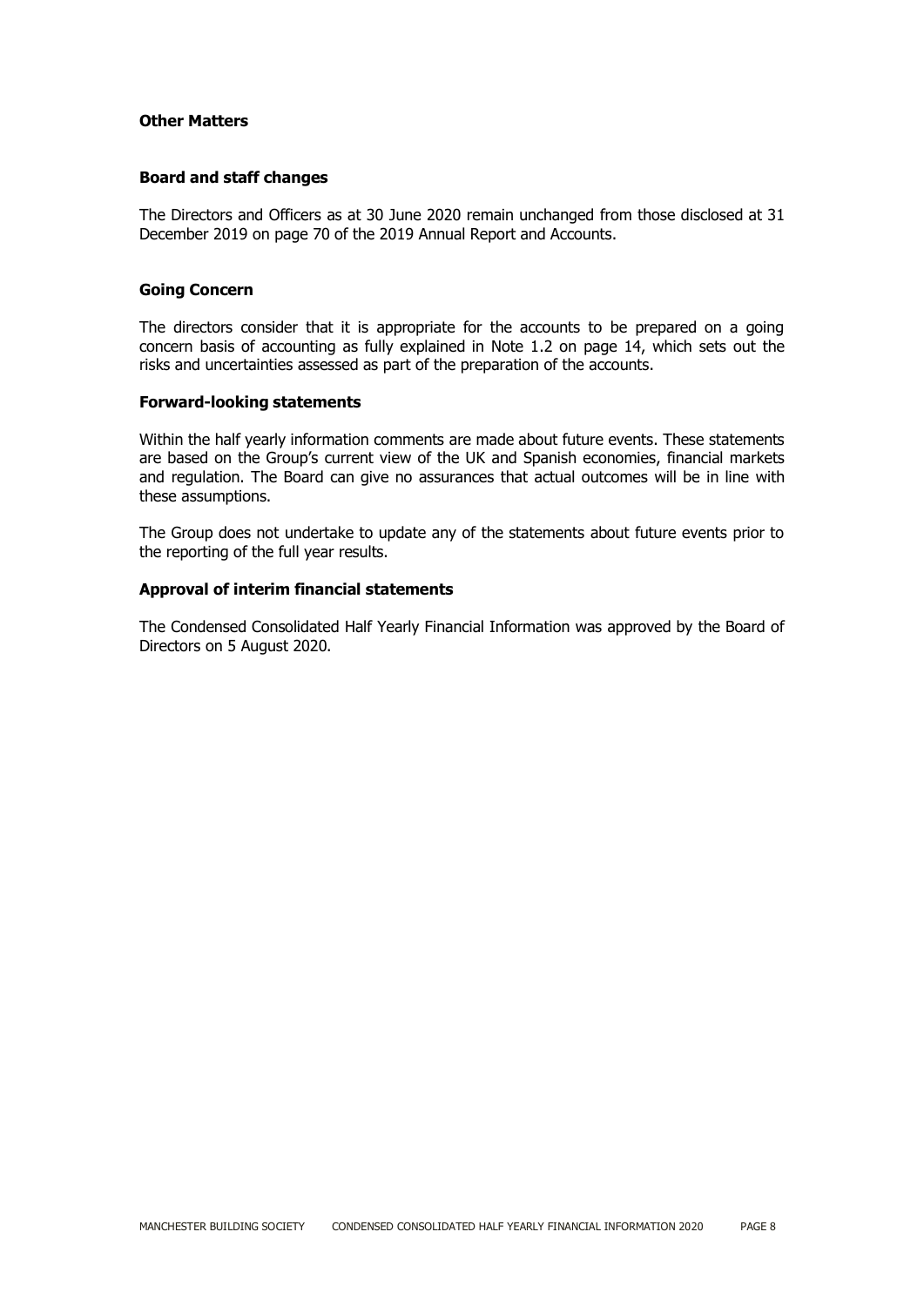## Other Matters

### Board and staff changes

The Directors and Officers as at 30 June 2020 remain unchanged from those disclosed at 31 December 2019 on page 70 of the 2019 Annual Report and Accounts.

### Going Concern

The directors consider that it is appropriate for the accounts to be prepared on a going concern basis of accounting as fully explained in Note 1.2 on page 14, which sets out the risks and uncertainties assessed as part of the preparation of the accounts.

### Forward-looking statements

Within the half yearly information comments are made about future events. These statements are based on the Group's current view of the UK and Spanish economies, financial markets and regulation. The Board can give no assurances that actual outcomes will be in line with these assumptions.

The Group does not undertake to update any of the statements about future events prior to the reporting of the full year results.

### Approval of interim financial statements

The Condensed Consolidated Half Yearly Financial Information was approved by the Board of Directors on 5 August 2020.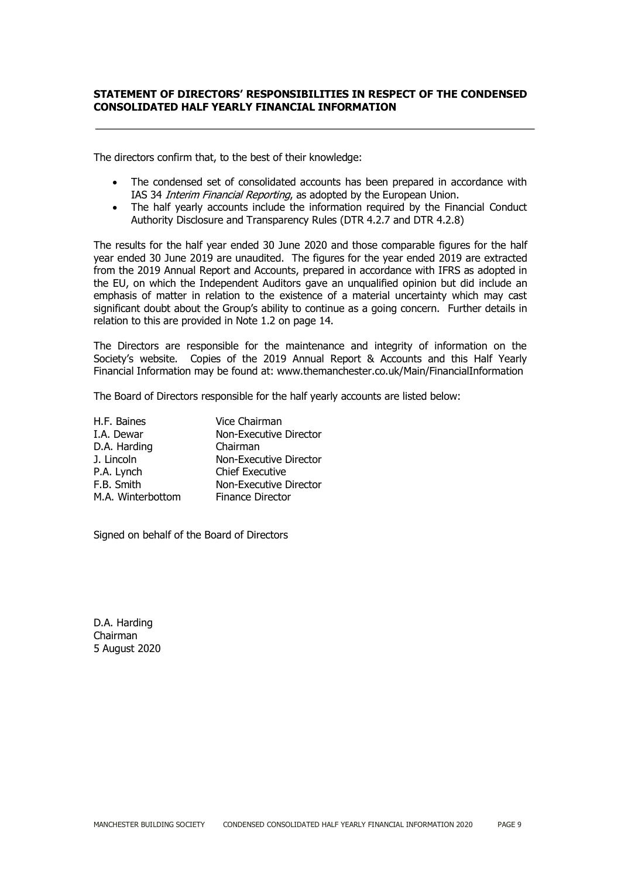## STATEMENT OF DIRECTORS' RESPONSIBILITIES IN RESPECT OF THE CONDENSED CONSOLIDATED HALF YEARLY FINANCIAL INFORMATION

The directors confirm that, to the best of their knowledge:

- The condensed set of consolidated accounts has been prepared in accordance with IAS 34 *Interim Financial Reporting*, as adopted by the European Union.
- The half yearly accounts include the information required by the Financial Conduct Authority Disclosure and Transparency Rules (DTR 4.2.7 and DTR 4.2.8)

The results for the half year ended 30 June 2020 and those comparable figures for the half year ended 30 June 2019 are unaudited. The figures for the year ended 2019 are extracted from the 2019 Annual Report and Accounts, prepared in accordance with IFRS as adopted in the EU, on which the Independent Auditors gave an unqualified opinion but did include an emphasis of matter in relation to the existence of a material uncertainty which may cast significant doubt about the Group's ability to continue as a going concern. Further details in relation to this are provided in Note 1.2 on page 14.

The Directors are responsible for the maintenance and integrity of information on the Society's website. Copies of the 2019 Annual Report & Accounts and this Half Yearly Financial Information may be found at: www.themanchester.co.uk/Main/FinancialInformation

The Board of Directors responsible for the half yearly accounts are listed below:

| | |
|---|---|
| H.F. Baines | Vice Chairman |
| I.A. Dewar | Non-Executive Director |
| D.A. Harding | Chairman |
| J. Lincoln | Non-Executive Director |
| P.A. Lynch | Chief Executive |
| F.B. Smith | Non-Executive Director |
| M.A. Winterbottom | Finance Director |

Signed on behalf of the Board of Directors

D.A. Harding
Chairman
5 August 2020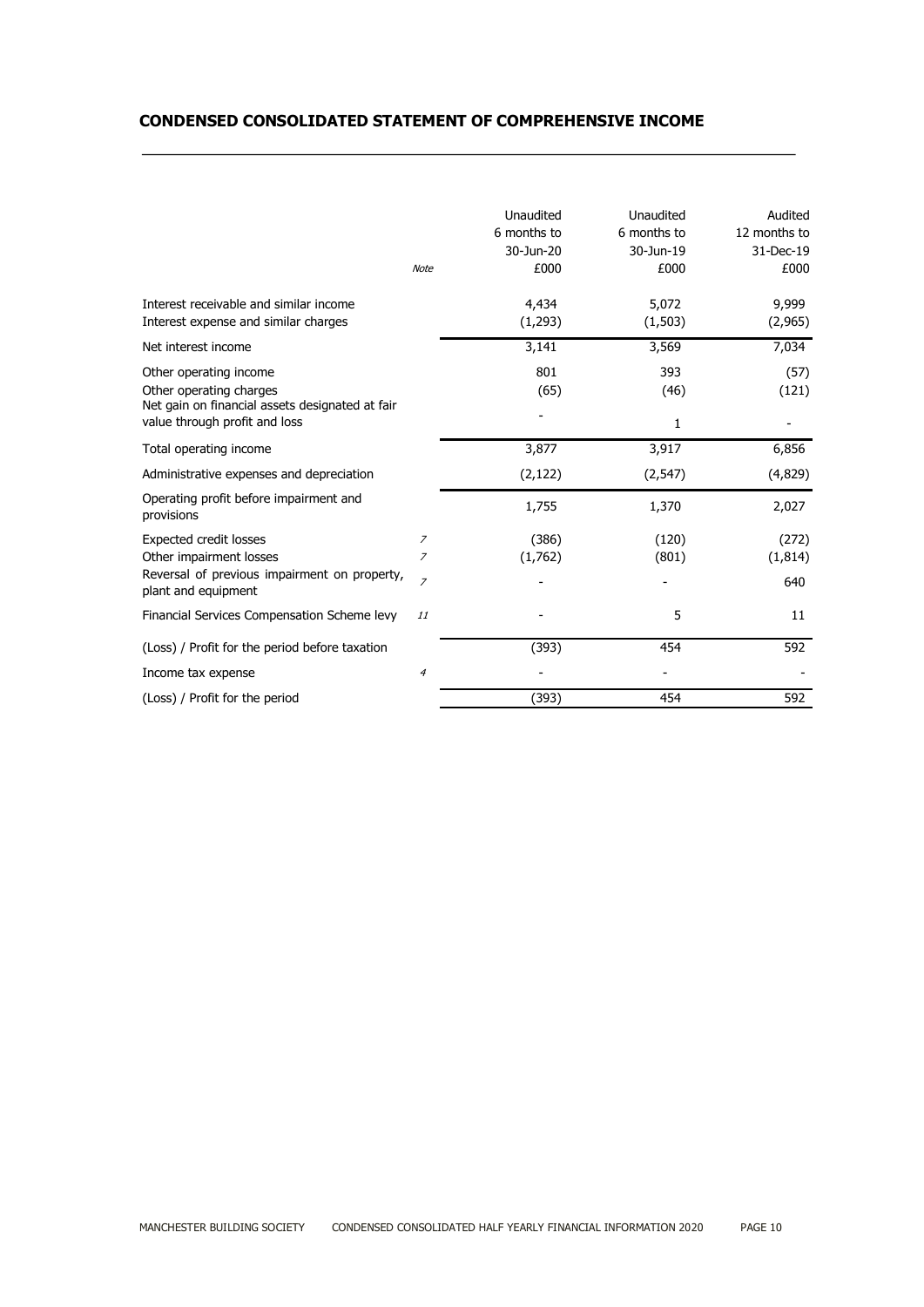## CONDENSED CONSOLIDATED STATEMENT OF COMPREHENSIVE INCOME

| | Note | Unaudited 6 months to 30-Jun-20 £000 | Unaudited 6 months to 30-Jun-19 £000 | Audited 12 months to 31-Dec-19 £000 |
|---|---|---|---|---|
| Interest receivable and similar income | | 4,434 | 5,072 | 9,999 |
| Interest expense and similar charges | | (1,293) | (1,503) | (2,965) |
| Net interest income | | 3,141 | 3,569 | 7,034 |
| Other operating income | | 801 | 393 | (57) |
| Other operating charges | | (65) | (46) | (121) |
| Net gain on financial assets designated at fair value through profit and loss | | - | 1 | - |
| Total operating income | | 3,877 | 3,917 | 6,856 |
| Administrative expenses and depreciation | | (2,122) | (2,547) | (4,829) |
| Operating profit before impairment and provisions | | 1,755 | 1,370 | 2,027 |
| Expected credit losses | *7* | (386) | (120) | (272) |
| Other impairment losses | *7* | (1,762) | (801) | (1,814) |
| Reversal of previous impairment on property, plant and equipment | *7* | - | - | 640 |
| Financial Services Compensation Scheme levy | *11* | - | 5 | 11 |
| (Loss) / Profit for the period before taxation | | (393) | 454 | 592 |
| Income tax expense | *4* | - | - | - |
| (Loss) / Profit for the period | | (393) | 454 | 592 |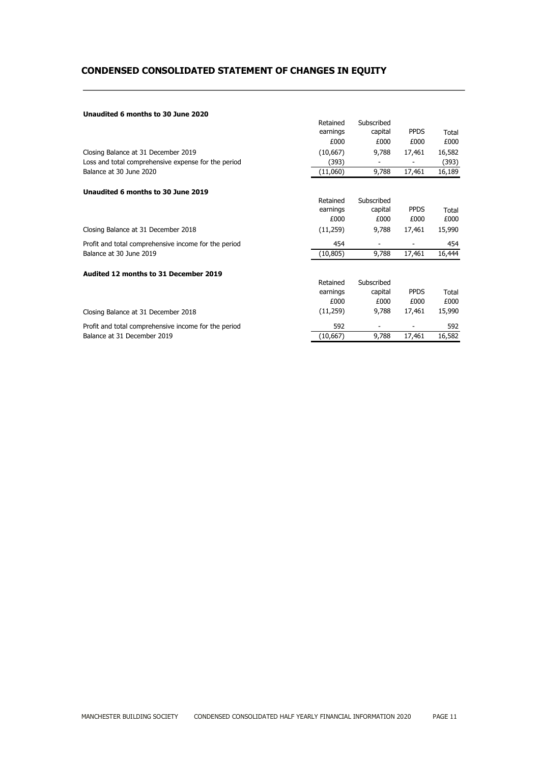# CONDENSED CONSOLIDATED STATEMENT OF CHANGES IN EQUITY

**Unaudited 6 months to 30 June 2020**

| | Retained earnings £000 | Subscribed capital £000 | PPDS £000 | Total £000 |
|---|---|---|---|---|
| Closing Balance at 31 December 2019 | (10,667) | 9,788 | 17,461 | 16,582 |
| Loss and total comprehensive expense for the period | (393) | - | - | (393) |
| Balance at 30 June 2020 | (11,060) | 9,788 | 17,461 | 16,189 |

**Unaudited 6 months to 30 June 2019**

| | Retained earnings £000 | Subscribed capital £000 | PPDS £000 | Total £000 |
|---|---|---|---|---|
| Closing Balance at 31 December 2018 | (11,259) | 9,788 | 17,461 | 15,990 |
| Profit and total comprehensive income for the period | 454 | - | - | 454 |
| Balance at 30 June 2019 | (10,805) | 9,788 | 17,461 | 16,444 |

**Audited 12 months to 31 December 2019**

| | Retained earnings £000 | Subscribed capital £000 | PPDS £000 | Total £000 |
|---|---|---|---|---|
| Closing Balance at 31 December 2018 | (11,259) | 9,788 | 17,461 | 15,990 |
| Profit and total comprehensive income for the period | 592 | - | - | 592 |
| Balance at 31 December 2019 | (10,667) | 9,788 | 17,461 | 16,582 |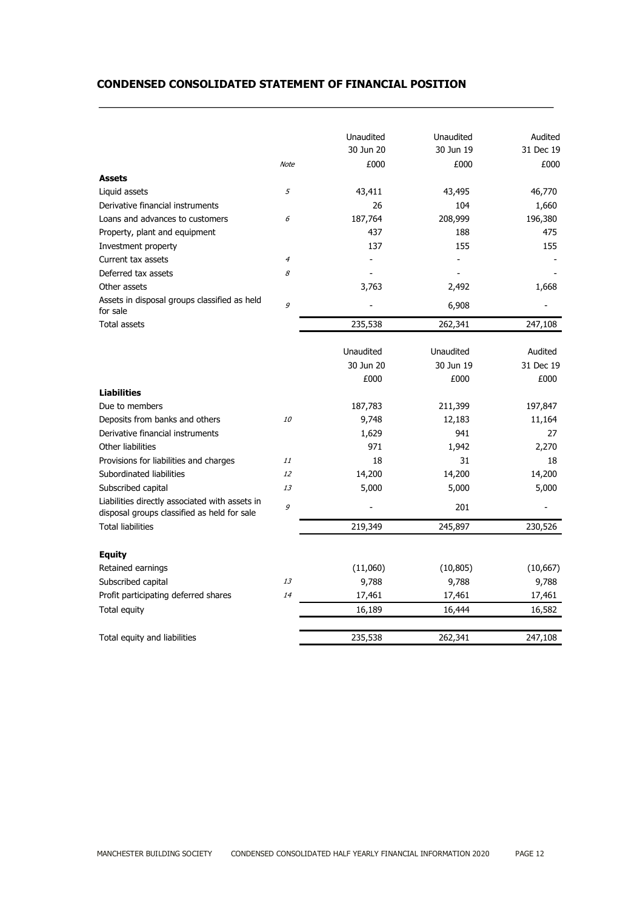## CONDENSED CONSOLIDATED STATEMENT OF FINANCIAL POSITION

| | Note | Unaudited 30 Jun 20 £000 | Unaudited 30 Jun 19 £000 | Audited 31 Dec 19 £000 |
|---|---|---|---|---|
| **Assets** | | | | |
| Liquid assets | *5* | 43,411 | 43,495 | 46,770 |
| Derivative financial instruments | | 26 | 104 | 1,660 |
| Loans and advances to customers | *6* | 187,764 | 208,999 | 196,380 |
| Property, plant and equipment | | 437 | 188 | 475 |
| Investment property | | 137 | 155 | 155 |
| Current tax assets | *4* | - | - | - |
| Deferred tax assets | *8* | - | - | - |
| Other assets | | 3,763 | 2,492 | 1,668 |
| Assets in disposal groups classified as held for sale | *9* | - | 6,908 | - |
| Total assets | | 235,538 | 262,341 | 247,108 |

| | Note | Unaudited 30 Jun 20 £000 | Unaudited 30 Jun 19 £000 | Audited 31 Dec 19 £000 |
|---|---|---|---|---|
| **Liabilities** | | | | |
| Due to members | | 187,783 | 211,399 | 197,847 |
| Deposits from banks and others | *10* | 9,748 | 12,183 | 11,164 |
| Derivative financial instruments | | 1,629 | 941 | 27 |
| Other liabilities | | 971 | 1,942 | 2,270 |
| Provisions for liabilities and charges | *11* | 18 | 31 | 18 |
| Subordinated liabilities | *12* | 14,200 | 14,200 | 14,200 |
| Subscribed capital | *13* | 5,000 | 5,000 | 5,000 |
| Liabilities directly associated with assets in disposal groups classified as held for sale | *9* | - | 201 | - |
| Total liabilities | | 219,349 | 245,897 | 230,526 |
| | | | | |
| **Equity** | | | | |
| Retained earnings | | (11,060) | (10,805) | (10,667) |
| Subscribed capital | *13* | 9,788 | 9,788 | 9,788 |
| Profit participating deferred shares | *14* | 17,461 | 17,461 | 17,461 |
| Total equity | | 16,189 | 16,444 | 16,582 |
| | | | | |
| Total equity and liabilities | | 235,538 | 262,341 | 247,108 |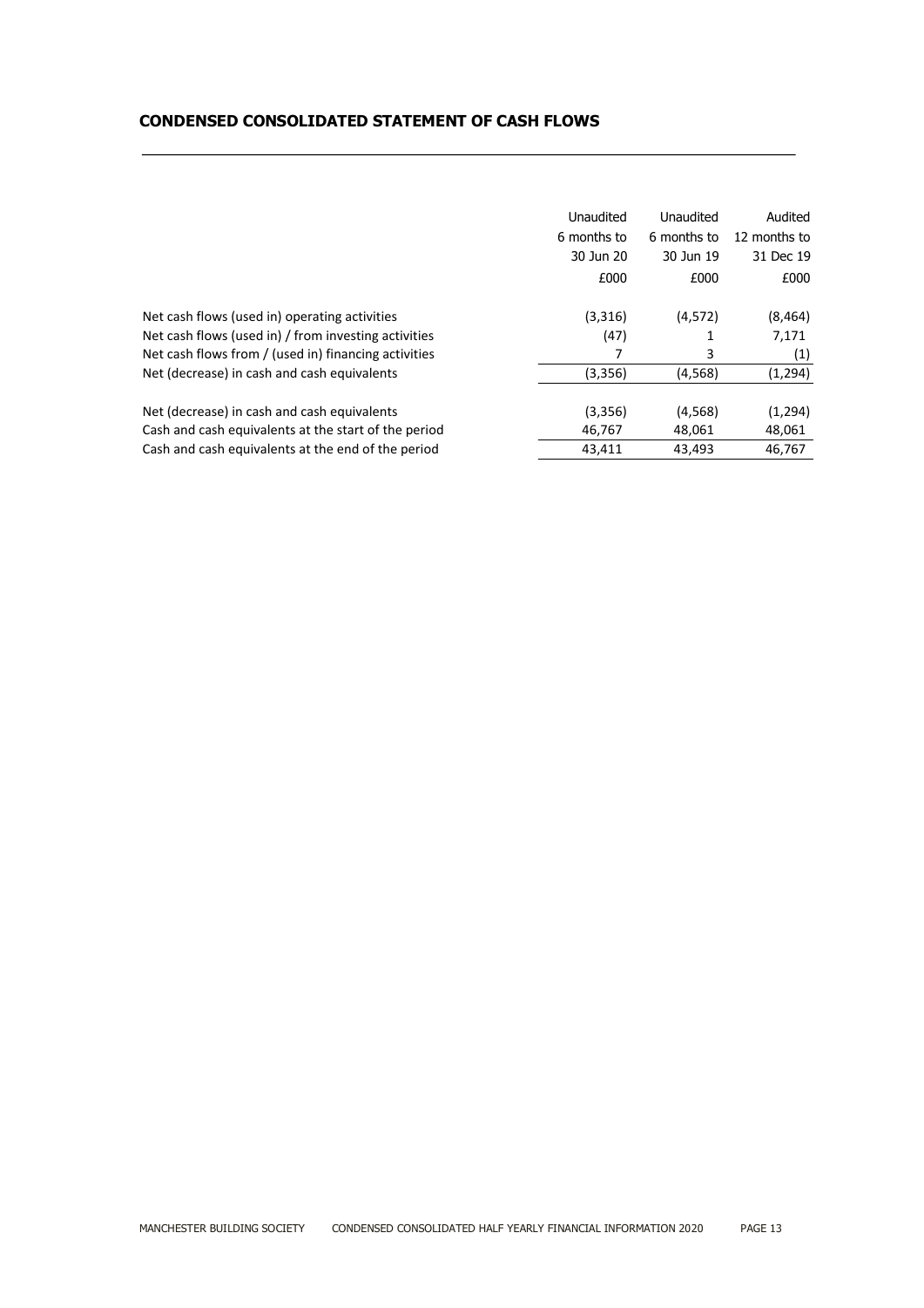## CONDENSED CONSOLIDATED STATEMENT OF CASH FLOWS

| | Unaudited 6 months to 30 Jun 20 £000 | Unaudited 6 months to 30 Jun 19 £000 | Audited 12 months to 31 Dec 19 £000 |
|---|---|---|---|
| Net cash flows (used in) operating activities | (3,316) | (4,572) | (8,464) |
| Net cash flows (used in) / from investing activities | (47) | 1 | 7,171 |
| Net cash flows from / (used in) financing activities | 7 | 3 | (1) |
| Net (decrease) in cash and cash equivalents | (3,356) | (4,568) | (1,294) |
| | | | |
| Net (decrease) in cash and cash equivalents | (3,356) | (4,568) | (1,294) |
| Cash and cash equivalents at the start of the period | 46,767 | 48,061 | 48,061 |
| Cash and cash equivalents at the end of the period | 43,411 | 43,493 | 46,767 |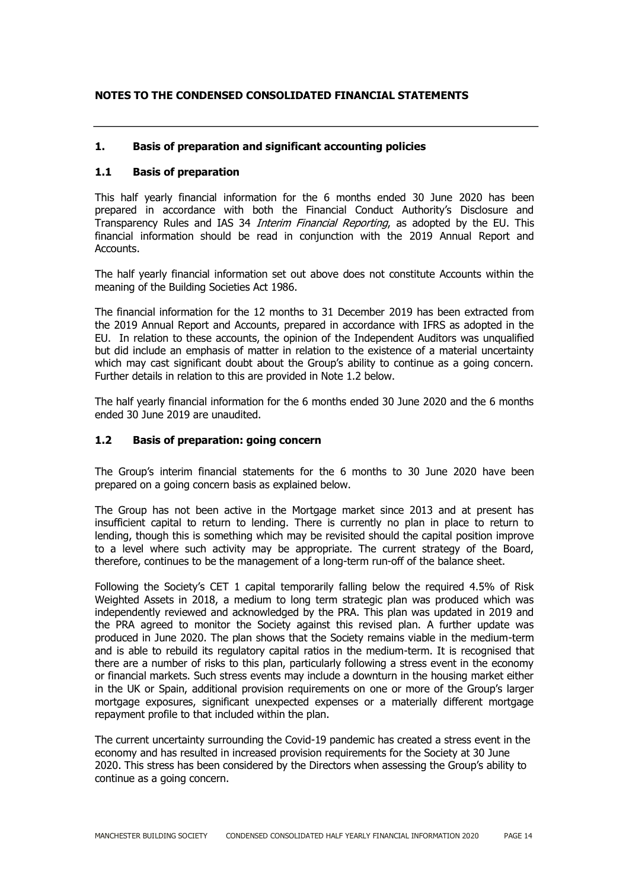## NOTES TO THE CONDENSED CONSOLIDATED FINANCIAL STATEMENTS

### 1. Basis of preparation and significant accounting policies

### 1.1 Basis of preparation

This half yearly financial information for the 6 months ended 30 June 2020 has been prepared in accordance with both the Financial Conduct Authority's Disclosure and Transparency Rules and IAS 34 *Interim Financial Reporting*, as adopted by the EU. This financial information should be read in conjunction with the 2019 Annual Report and Accounts.

The half yearly financial information set out above does not constitute Accounts within the meaning of the Building Societies Act 1986.

The financial information for the 12 months to 31 December 2019 has been extracted from the 2019 Annual Report and Accounts, prepared in accordance with IFRS as adopted in the EU. In relation to these accounts, the opinion of the Independent Auditors was unqualified but did include an emphasis of matter in relation to the existence of a material uncertainty which may cast significant doubt about the Group's ability to continue as a going concern. Further details in relation to this are provided in Note 1.2 below.

The half yearly financial information for the 6 months ended 30 June 2020 and the 6 months ended 30 June 2019 are unaudited.

### 1.2 Basis of preparation: going concern

The Group's interim financial statements for the 6 months to 30 June 2020 have been prepared on a going concern basis as explained below.

The Group has not been active in the Mortgage market since 2013 and at present has insufficient capital to return to lending. There is currently no plan in place to return to lending, though this is something which may be revisited should the capital position improve to a level where such activity may be appropriate. The current strategy of the Board, therefore, continues to be the management of a long-term run-off of the balance sheet.

Following the Society's CET 1 capital temporarily falling below the required 4.5% of Risk Weighted Assets in 2018, a medium to long term strategic plan was produced which was independently reviewed and acknowledged by the PRA. This plan was updated in 2019 and the PRA agreed to monitor the Society against this revised plan. A further update was produced in June 2020. The plan shows that the Society remains viable in the medium-term and is able to rebuild its regulatory capital ratios in the medium-term. It is recognised that there are a number of risks to this plan, particularly following a stress event in the economy or financial markets. Such stress events may include a downturn in the housing market either in the UK or Spain, additional provision requirements on one or more of the Group's larger mortgage exposures, significant unexpected expenses or a materially different mortgage repayment profile to that included within the plan.

The current uncertainty surrounding the Covid-19 pandemic has created a stress event in the economy and has resulted in increased provision requirements for the Society at 30 June 2020. This stress has been considered by the Directors when assessing the Group's ability to continue as a going concern.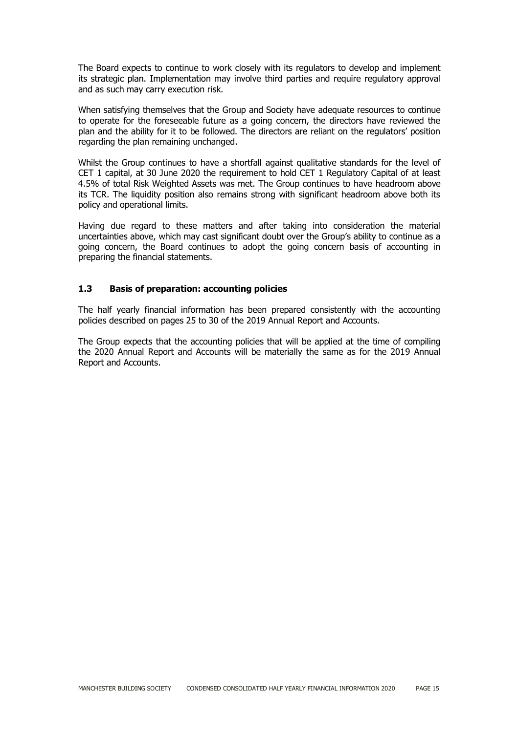The Board expects to continue to work closely with its regulators to develop and implement its strategic plan. Implementation may involve third parties and require regulatory approval and as such may carry execution risk.

When satisfying themselves that the Group and Society have adequate resources to continue to operate for the foreseeable future as a going concern, the directors have reviewed the plan and the ability for it to be followed. The directors are reliant on the regulators' position regarding the plan remaining unchanged.

Whilst the Group continues to have a shortfall against qualitative standards for the level of CET 1 capital, at 30 June 2020 the requirement to hold CET 1 Regulatory Capital of at least 4.5% of total Risk Weighted Assets was met. The Group continues to have headroom above its TCR. The liquidity position also remains strong with significant headroom above both its policy and operational limits.

Having due regard to these matters and after taking into consideration the material uncertainties above, which may cast significant doubt over the Group's ability to continue as a going concern, the Board continues to adopt the going concern basis of accounting in preparing the financial statements.

### 1.3 Basis of preparation: accounting policies

The half yearly financial information has been prepared consistently with the accounting policies described on pages 25 to 30 of the 2019 Annual Report and Accounts.

The Group expects that the accounting policies that will be applied at the time of compiling the 2020 Annual Report and Accounts will be materially the same as for the 2019 Annual Report and Accounts.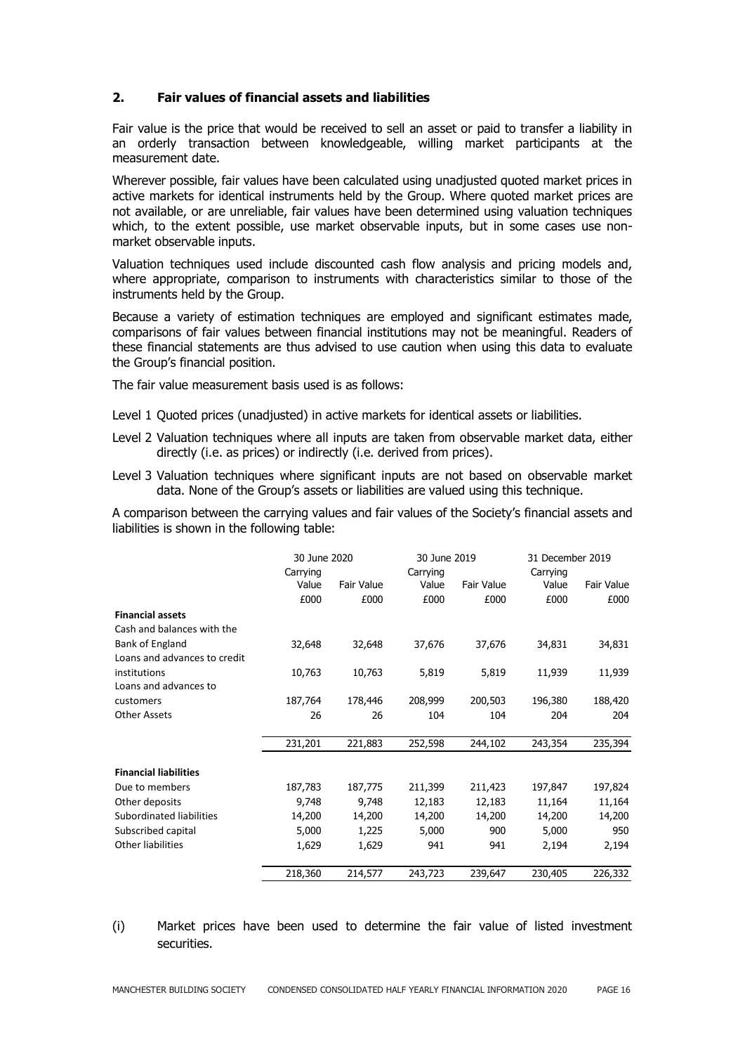## 2. Fair values of financial assets and liabilities

Fair value is the price that would be received to sell an asset or paid to transfer a liability in an orderly transaction between knowledgeable, willing market participants at the measurement date.

Wherever possible, fair values have been calculated using unadjusted quoted market prices in active markets for identical instruments held by the Group. Where quoted market prices are not available, or are unreliable, fair values have been determined using valuation techniques which, to the extent possible, use market observable inputs, but in some cases use non-market observable inputs.

Valuation techniques used include discounted cash flow analysis and pricing models and, where appropriate, comparison to instruments with characteristics similar to those of the instruments held by the Group.

Because a variety of estimation techniques are employed and significant estimates made, comparisons of fair values between financial institutions may not be meaningful. Readers of these financial statements are thus advised to use caution when using this data to evaluate the Group's financial position.

The fair value measurement basis used is as follows:

Level 1 Quoted prices (unadjusted) in active markets for identical assets or liabilities.

Level 2 Valuation techniques where all inputs are taken from observable market data, either directly (i.e. as prices) or indirectly (i.e. derived from prices).

Level 3 Valuation techniques where significant inputs are not based on observable market data. None of the Group's assets or liabilities are valued using this technique.

A comparison between the carrying values and fair values of the Society's financial assets and liabilities is shown in the following table:

| | 30 June 2020 | | 30 June 2019 | | 31 December 2019 | |
|---|---|---|---|---|---|---|
| | Carrying Value | Fair Value | Carrying Value | Fair Value | Carrying Value | Fair Value |
| | £000 | £000 | £000 | £000 | £000 | £000 |
| **Financial assets** | | | | | | |
| Cash and balances with the Bank of England | 32,648 | 32,648 | 37,676 | 37,676 | 34,831 | 34,831 |
| Loans and advances to credit institutions | 10,763 | 10,763 | 5,819 | 5,819 | 11,939 | 11,939 |
| Loans and advances to customers | 187,764 | 178,446 | 208,999 | 200,503 | 196,380 | 188,420 |
| Other Assets | 26 | 26 | 104 | 104 | 204 | 204 |
| | 231,201 | 221,883 | 252,598 | 244,102 | 243,354 | 235,394 |
| **Financial liabilities** | | | | | | |
| Due to members | 187,783 | 187,775 | 211,399 | 211,423 | 197,847 | 197,824 |
| Other deposits | 9,748 | 9,748 | 12,183 | 12,183 | 11,164 | 11,164 |
| Subordinated liabilities | 14,200 | 14,200 | 14,200 | 14,200 | 14,200 | 14,200 |
| Subscribed capital | 5,000 | 1,225 | 5,000 | 900 | 5,000 | 950 |
| Other liabilities | 1,629 | 1,629 | 941 | 941 | 2,194 | 2,194 |
| | 218,360 | 214,577 | 243,723 | 239,647 | 230,405 | 226,332 |

(i) Market prices have been used to determine the fair value of listed investment securities.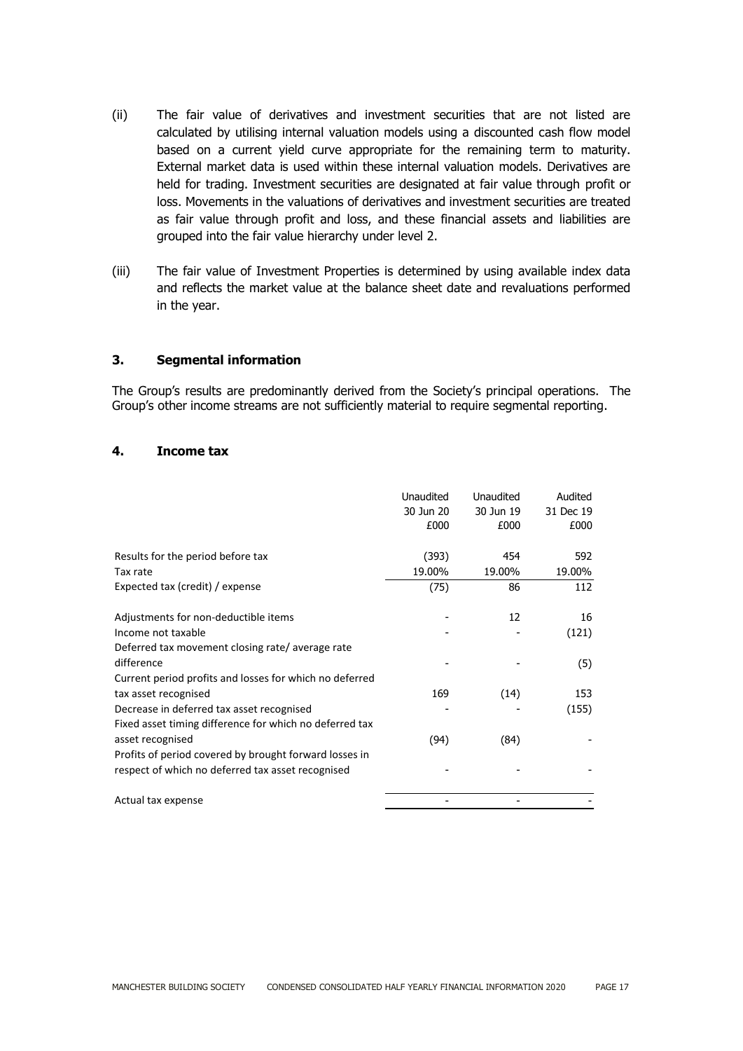(ii) The fair value of derivatives and investment securities that are not listed are calculated by utilising internal valuation models using a discounted cash flow model based on a current yield curve appropriate for the remaining term to maturity. External market data is used within these internal valuation models. Derivatives are held for trading. Investment securities are designated at fair value through profit or loss. Movements in the valuations of derivatives and investment securities are treated as fair value through profit and loss, and these financial assets and liabilities are grouped into the fair value hierarchy under level 2.

(iii) The fair value of Investment Properties is determined by using available index data and reflects the market value at the balance sheet date and revaluations performed in the year.

## 3. Segmental information

The Group's results are predominantly derived from the Society's principal operations. The Group's other income streams are not sufficiently material to require segmental reporting.

## 4. Income tax

| | Unaudited 30 Jun 20 £000 | Unaudited 30 Jun 19 £000 | Audited 31 Dec 19 £000 |
|---|---|---|---|
| Results for the period before tax | (393) | 454 | 592 |
| Tax rate | 19.00% | 19.00% | 19.00% |
| Expected tax (credit) / expense | (75) | 86 | 112 |
| Adjustments for non-deductible items | - | 12 | 16 |
| Income not taxable | - | - | (121) |
| Deferred tax movement closing rate/ average rate difference | - | - | (5) |
| Current period profits and losses for which no deferred tax asset recognised | 169 | (14) | 153 |
| Decrease in deferred tax asset recognised | - | - | (155) |
| Fixed asset timing difference for which no deferred tax asset recognised | (94) | (84) | - |
| Profits of period covered by brought forward losses in respect of which no deferred tax asset recognised | - | - | - |
| Actual tax expense | - | - | - |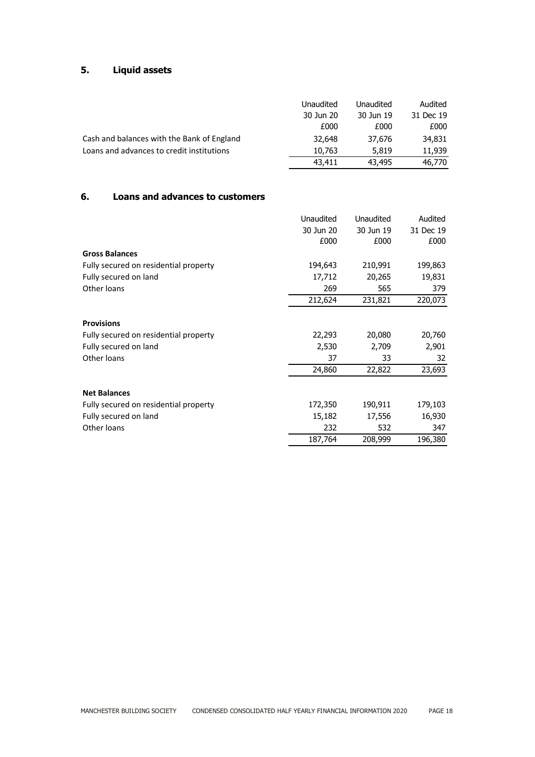## 5. Liquid assets

| | Unaudited 30 Jun 20 £000 | Unaudited 30 Jun 19 £000 | Audited 31 Dec 19 £000 |
|---|---|---|---|
| Cash and balances with the Bank of England | 32,648 | 37,676 | 34,831 |
| Loans and advances to credit institutions | 10,763 | 5,819 | 11,939 |
| | 43,411 | 43,495 | 46,770 |

## 6. Loans and advances to customers

| | Unaudited 30 Jun 20 £000 | Unaudited 30 Jun 19 £000 | Audited 31 Dec 19 £000 |
|---|---|---|---|
| **Gross Balances** | | | |
| Fully secured on residential property | 194,643 | 210,991 | 199,863 |
| Fully secured on land | 17,712 | 20,265 | 19,831 |
| Other loans | 269 | 565 | 379 |
| | 212,624 | 231,821 | 220,073 |
| **Provisions** | | | |
| Fully secured on residential property | 22,293 | 20,080 | 20,760 |
| Fully secured on land | 2,530 | 2,709 | 2,901 |
| Other loans | 37 | 33 | 32 |
| | 24,860 | 22,822 | 23,693 |
| **Net Balances** | | | |
| Fully secured on residential property | 172,350 | 190,911 | 179,103 |
| Fully secured on land | 15,182 | 17,556 | 16,930 |
| Other loans | 232 | 532 | 347 |
| | 187,764 | 208,999 | 196,380 |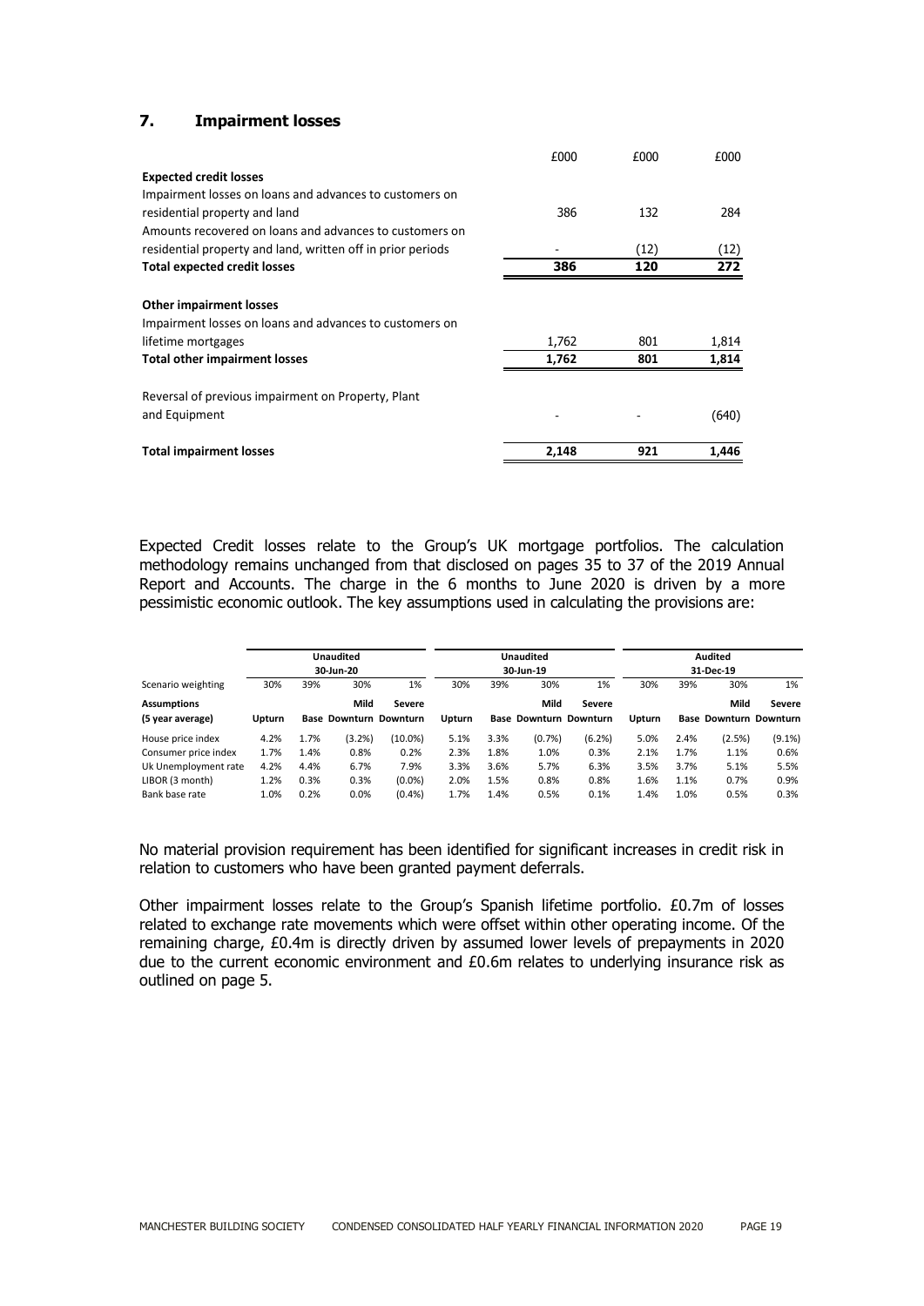## 7. Impairment losses

| | £000 | £000 | £000 |
|---|---|---|---|
| **Expected credit losses** | | | |
| Impairment losses on loans and advances to customers on residential property and land | 386 | 132 | 284 |
| Amounts recovered on loans and advances to customers on residential property and land, written off in prior periods | - | (12) | (12) |
| **Total expected credit losses** | **386** | **120** | **272** |
| **Other impairment losses** | | | |
| Impairment losses on loans and advances to customers on lifetime mortgages | 1,762 | 801 | 1,814 |
| **Total other impairment losses** | **1,762** | **801** | **1,814** |
| Reversal of previous impairment on Property, Plant and Equipment | - | - | (640) |
| **Total impairment losses** | **2,148** | **921** | **1,446** |

Expected Credit losses relate to the Group's UK mortgage portfolios. The calculation methodology remains unchanged from that disclosed on pages 35 to 37 of the 2019 Annual Report and Accounts. The charge in the 6 months to June 2020 is driven by a more pessimistic economic outlook. The key assumptions used in calculating the provisions are:

| | **Unaudited 30-Jun-20** | | | | **Unaudited 30-Jun-19** | | | | **Audited 31-Dec-19** | | | |
|---|---|---|---|---|---|---|---|---|---|---|---|---|
| Scenario weighting | 30% | 39% | 30% | 1% | 30% | 39% | 30% | 1% | 30% | 39% | 30% | 1% |
| **Assumptions (5 year average)** | **Upturn** | **Base** | **Mild Downturn** | **Severe Downturn** | **Upturn** | **Base** | **Mild Downturn** | **Severe Downturn** | **Upturn** | **Base** | **Mild Downturn** | **Severe Downturn** |
| House price index | 4.2% | 1.7% | (3.2%) | (10.0%) | 5.1% | 3.3% | (0.7%) | (6.2%) | 5.0% | 2.4% | (2.5%) | (9.1%) |
| Consumer price index | 1.7% | 1.4% | 0.8% | 0.2% | 2.3% | 1.8% | 1.0% | 0.3% | 2.1% | 1.7% | 1.1% | 0.6% |
| Uk Unemployment rate | 4.2% | 4.4% | 6.7% | 7.9% | 3.3% | 3.6% | 5.7% | 6.3% | 3.5% | 3.7% | 5.1% | 5.5% |
| LIBOR (3 month) | 1.2% | 0.3% | 0.3% | (0.0%) | 2.0% | 1.5% | 0.8% | 0.8% | 1.6% | 1.1% | 0.7% | 0.9% |
| Bank base rate | 1.0% | 0.2% | 0.0% | (0.4%) | 1.7% | 1.4% | 0.5% | 0.1% | 1.4% | 1.0% | 0.5% | 0.3% |

No material provision requirement has been identified for significant increases in credit risk in relation to customers who have been granted payment deferrals.

Other impairment losses relate to the Group's Spanish lifetime portfolio. £0.7m of losses related to exchange rate movements which were offset within other operating income. Of the remaining charge, £0.4m is directly driven by assumed lower levels of prepayments in 2020 due to the current economic environment and £0.6m relates to underlying insurance risk as outlined on page 5.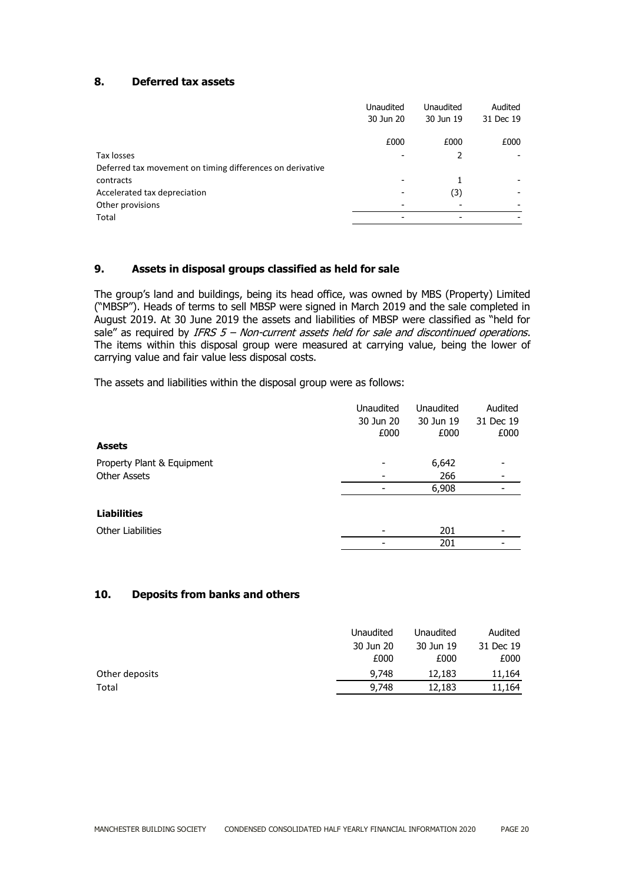## 8. Deferred tax assets

| | Unaudited 30 Jun 20 | Unaudited 30 Jun 19 | Audited 31 Dec 19 |
|---|---|---|---|
| | £000 | £000 | £000 |
| Tax losses | - | 2 | - |
| Deferred tax movement on timing differences on derivative contracts | - | 1 | - |
| Accelerated tax depreciation | - | (3) | - |
| Other provisions | - | - | - |
| Total | - | - | - |

## 9. Assets in disposal groups classified as held for sale

The group's land and buildings, being its head office, was owned by MBS (Property) Limited ("MBSP"). Heads of terms to sell MBSP were signed in March 2019 and the sale completed in August 2019. At 30 June 2019 the assets and liabilities of MBSP were classified as "held for sale" as required by *IFRS 5 – Non-current assets held for sale and discontinued operations*. The items within this disposal group were measured at carrying value, being the lower of carrying value and fair value less disposal costs.

The assets and liabilities within the disposal group were as follows:

| | Unaudited 30 Jun 20 £000 | Unaudited 30 Jun 19 £000 | Audited 31 Dec 19 £000 |
|---|---|---|---|
| **Assets** | | | |
| Property Plant & Equipment | - | 6,642 | - |
| Other Assets | - | 266 | - |
| | - | 6,908 | - |
| **Liabilities** | | | |
| Other Liabilities | - | 201 | - |
| | - | 201 | - |

## 10. Deposits from banks and others

| | Unaudited 30 Jun 20 £000 | Unaudited 30 Jun 19 £000 | Audited 31 Dec 19 £000 |
|---|---|---|---|
| Other deposits | 9,748 | 12,183 | 11,164 |
| Total | 9,748 | 12,183 | 11,164 |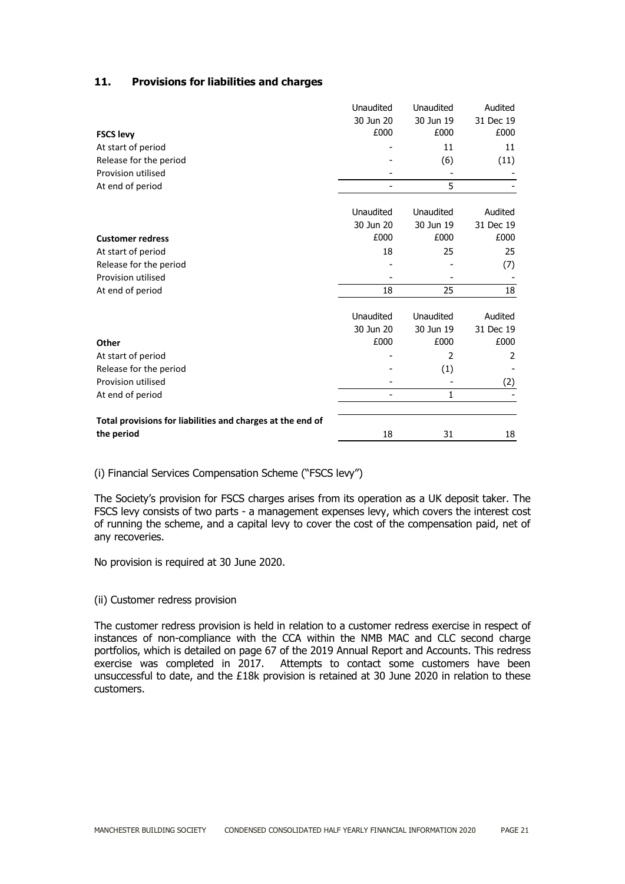## 11. Provisions for liabilities and charges

| | Unaudited<br>30 Jun 20<br>£000 | Unaudited<br>30 Jun 19<br>£000 | Audited<br>31 Dec 19<br>£000 |
|---|---|---|---|
| **FSCS levy** | | | |
| At start of period | - | 11 | 11 |
| Release for the period | - | (6) | (11) |
| Provision utilised | - | - | - |
| At end of period | - | 5 | - |

| | Unaudited<br>30 Jun 20<br>£000 | Unaudited<br>30 Jun 19<br>£000 | Audited<br>31 Dec 19<br>£000 |
|---|---|---|---|
| **Customer redress** | | | |
| At start of period | 18 | 25 | 25 |
| Release for the period | - | - | (7) |
| Provision utilised | - | - | - |
| At end of period | 18 | 25 | 18 |

| | Unaudited<br>30 Jun 20<br>£000 | Unaudited<br>30 Jun 19<br>£000 | Audited<br>31 Dec 19<br>£000 |
|---|---|---|---|
| **Other** | | | |
| At start of period | - | 2 | 2 |
| Release for the period | - | (1) | - |
| Provision utilised | - | - | (2) |
| At end of period | - | 1 | - |
| **Total provisions for liabilities and charges at the end of the period** | 18 | 31 | 18 |

(i) Financial Services Compensation Scheme ("FSCS levy")

The Society's provision for FSCS charges arises from its operation as a UK deposit taker. The FSCS levy consists of two parts - a management expenses levy, which covers the interest cost of running the scheme, and a capital levy to cover the cost of the compensation paid, net of any recoveries.

No provision is required at 30 June 2020.

(ii) Customer redress provision

The customer redress provision is held in relation to a customer redress exercise in respect of instances of non-compliance with the CCA within the NMB MAC and CLC second charge portfolios, which is detailed on page 67 of the 2019 Annual Report and Accounts. This redress exercise was completed in 2017. Attempts to contact some customers have been unsuccessful to date, and the £18k provision is retained at 30 June 2020 in relation to these customers.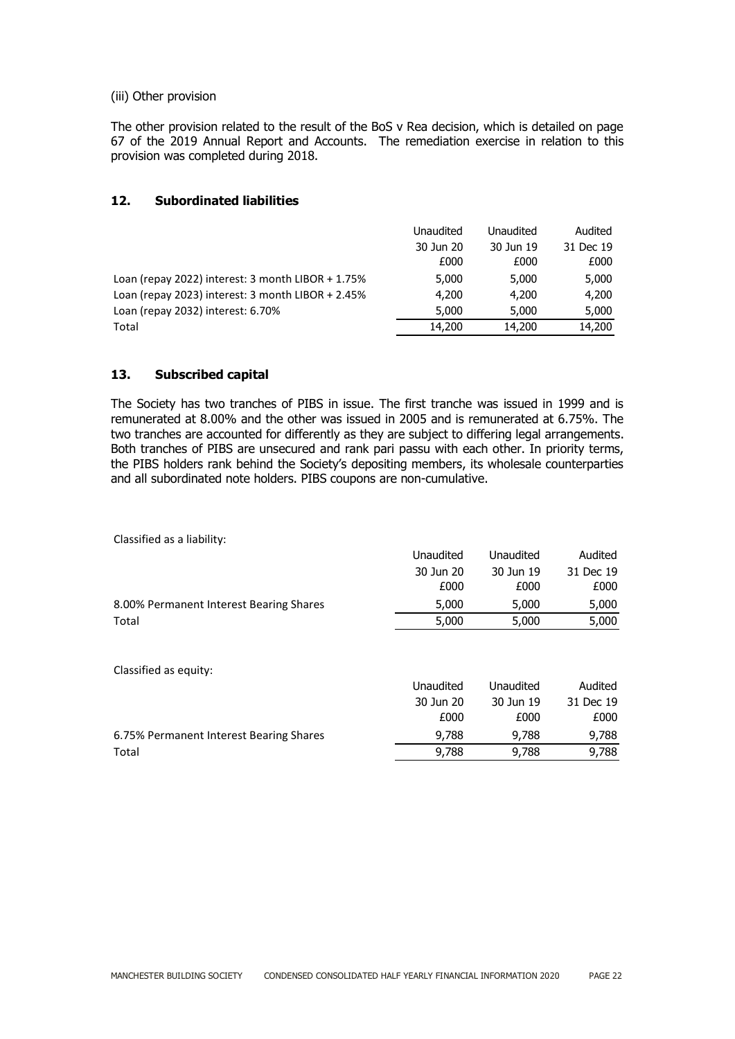(iii) Other provision

The other provision related to the result of the BoS v Rea decision, which is detailed on page 67 of the 2019 Annual Report and Accounts. The remediation exercise in relation to this provision was completed during 2018.

## 12. Subordinated liabilities

| | Unaudited 30 Jun 20 £000 | Unaudited 30 Jun 19 £000 | Audited 31 Dec 19 £000 |
|---|---|---|---|
| Loan (repay 2022) interest: 3 month LIBOR + 1.75% | 5,000 | 5,000 | 5,000 |
| Loan (repay 2023) interest: 3 month LIBOR + 2.45% | 4,200 | 4,200 | 4,200 |
| Loan (repay 2032) interest: 6.70% | 5,000 | 5,000 | 5,000 |
| Total | 14,200 | 14,200 | 14,200 |

## 13. Subscribed capital

The Society has two tranches of PIBS in issue. The first tranche was issued in 1999 and is remunerated at 8.00% and the other was issued in 2005 and is remunerated at 6.75%. The two tranches are accounted for differently as they are subject to differing legal arrangements. Both tranches of PIBS are unsecured and rank pari passu with each other. In priority terms, the PIBS holders rank behind the Society's depositing members, its wholesale counterparties and all subordinated note holders. PIBS coupons are non-cumulative.

Classified as a liability:

| | Unaudited 30 Jun 20 £000 | Unaudited 30 Jun 19 £000 | Audited 31 Dec 19 £000 |
|---|---|---|---|
| 8.00% Permanent Interest Bearing Shares | 5,000 | 5,000 | 5,000 |
| Total | 5,000 | 5,000 | 5,000 |

Classified as equity:

| | Unaudited 30 Jun 20 £000 | Unaudited 30 Jun 19 £000 | Audited 31 Dec 19 £000 |
|---|---|---|---|
| 6.75% Permanent Interest Bearing Shares | 9,788 | 9,788 | 9,788 |
| Total | 9,788 | 9,788 | 9,788 |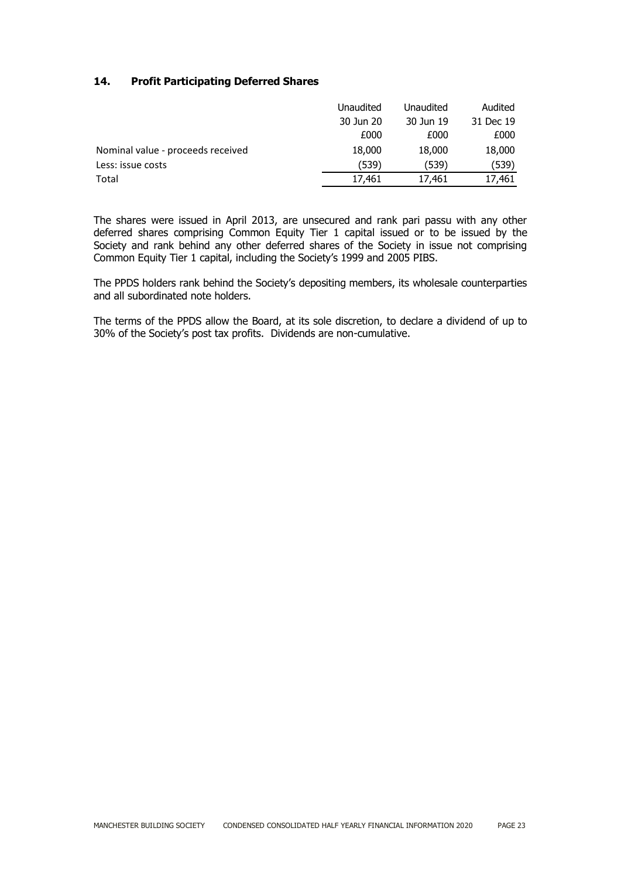## 14. Profit Participating Deferred Shares

| | Unaudited | Unaudited | Audited |
|---|---|---|---|
| | 30 Jun 20 | 30 Jun 19 | 31 Dec 19 |
| | £000 | £000 | £000 |
| Nominal value - proceeds received | 18,000 | 18,000 | 18,000 |
| Less: issue costs | (539) | (539) | (539) |
| Total | 17,461 | 17,461 | 17,461 |

The shares were issued in April 2013, are unsecured and rank pari passu with any other deferred shares comprising Common Equity Tier 1 capital issued or to be issued by the Society and rank behind any other deferred shares of the Society in issue not comprising Common Equity Tier 1 capital, including the Society's 1999 and 2005 PIBS.

The PPDS holders rank behind the Society's depositing members, its wholesale counterparties and all subordinated note holders.

The terms of the PPDS allow the Board, at its sole discretion, to declare a dividend of up to 30% of the Society's post tax profits. Dividends are non-cumulative.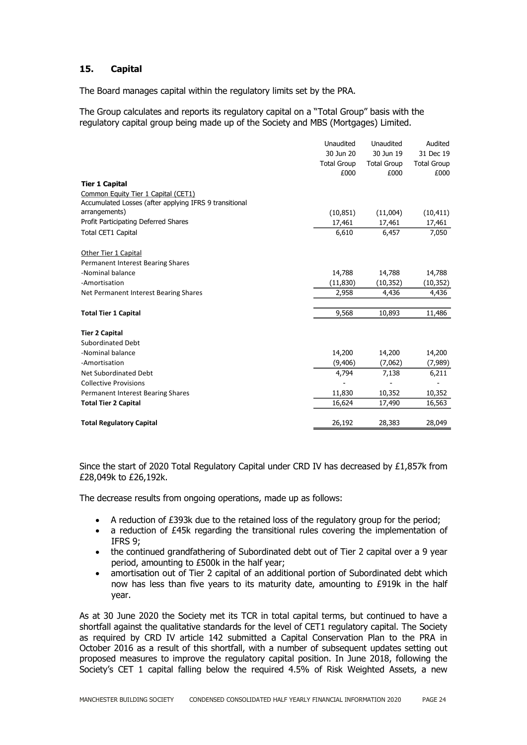## 15. Capital

The Board manages capital within the regulatory limits set by the PRA.

The Group calculates and reports its regulatory capital on a "Total Group" basis with the regulatory capital group being made up of the Society and MBS (Mortgages) Limited.

| | Unaudited 30 Jun 20 Total Group £000 | Unaudited 30 Jun 19 Total Group £000 | Audited 31 Dec 19 Total Group £000 |
|---|---|---|---|
| **Tier 1 Capital** | | | |
| Common Equity Tier 1 Capital (CET1) | | | |
| Accumulated Losses (after applying IFRS 9 transitional arrangements) | (10,851) | (11,004) | (10,411) |
| Profit Participating Deferred Shares | 17,461 | 17,461 | 17,461 |
| Total CET1 Capital | 6,610 | 6,457 | 7,050 |
| | | | |
| Other Tier 1 Capital | | | |
| Permanent Interest Bearing Shares | | | |
| -Nominal balance | 14,788 | 14,788 | 14,788 |
| -Amortisation | (11,830) | (10,352) | (10,352) |
| Net Permanent Interest Bearing Shares | 2,958 | 4,436 | 4,436 |
| | | | |
| **Total Tier 1 Capital** | 9,568 | 10,893 | 11,486 |
| | | | |
| **Tier 2 Capital** | | | |
| Subordinated Debt | | | |
| -Nominal balance | 14,200 | 14,200 | 14,200 |
| -Amortisation | (9,406) | (7,062) | (7,989) |
| Net Subordinated Debt | 4,794 | 7,138 | 6,211 |
| Collective Provisions | - | - | - |
| Permanent Interest Bearing Shares | 11,830 | 10,352 | 10,352 |
| **Total Tier 2 Capital** | 16,624 | 17,490 | 16,563 |
| | | | |
| **Total Regulatory Capital** | 26,192 | 28,383 | 28,049 |

Since the start of 2020 Total Regulatory Capital under CRD IV has decreased by £1,857k from £28,049k to £26,192k.

The decrease results from ongoing operations, made up as follows:

- A reduction of £393k due to the retained loss of the regulatory group for the period;
- a reduction of £45k regarding the transitional rules covering the implementation of IFRS 9;
- the continued grandfathering of Subordinated debt out of Tier 2 capital over a 9 year period, amounting to £500k in the half year;
- amortisation out of Tier 2 capital of an additional portion of Subordinated debt which now has less than five years to its maturity date, amounting to £919k in the half year.

As at 30 June 2020 the Society met its TCR in total capital terms, but continued to have a shortfall against the qualitative standards for the level of CET1 regulatory capital. The Society as required by CRD IV article 142 submitted a Capital Conservation Plan to the PRA in October 2016 as a result of this shortfall, with a number of subsequent updates setting out proposed measures to improve the regulatory capital position. In June 2018, following the Society's CET 1 capital falling below the required 4.5% of Risk Weighted Assets, a new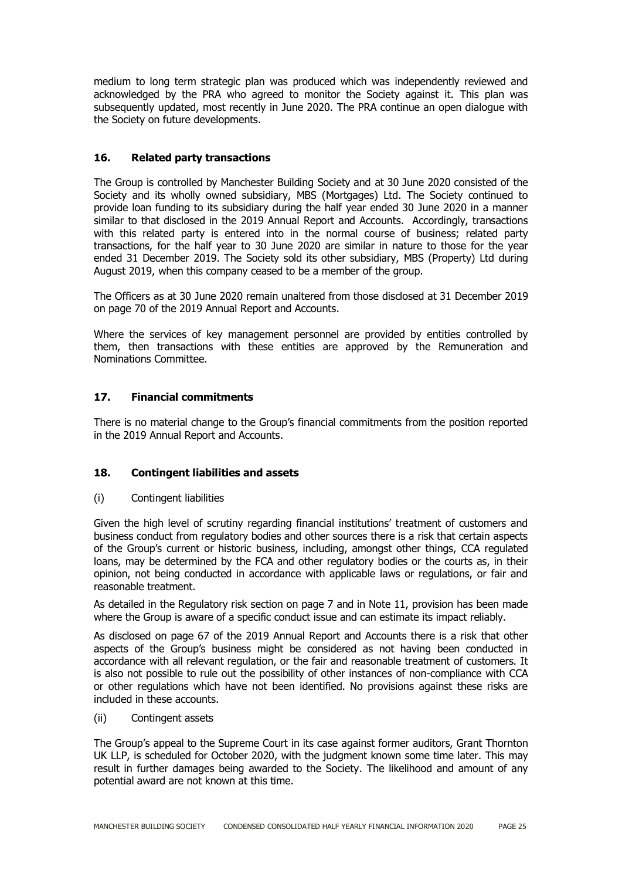medium to long term strategic plan was produced which was independently reviewed and acknowledged by the PRA who agreed to monitor the Society against it. This plan was subsequently updated, most recently in June 2020. The PRA continue an open dialogue with the Society on future developments.

## 16. Related party transactions

The Group is controlled by Manchester Building Society and at 30 June 2020 consisted of the Society and its wholly owned subsidiary, MBS (Mortgages) Ltd. The Society continued to provide loan funding to its subsidiary during the half year ended 30 June 2020 in a manner similar to that disclosed in the 2019 Annual Report and Accounts. Accordingly, transactions with this related party is entered into in the normal course of business; related party transactions, for the half year to 30 June 2020 are similar in nature to those for the year ended 31 December 2019. The Society sold its other subsidiary, MBS (Property) Ltd during August 2019, when this company ceased to be a member of the group.

The Officers as at 30 June 2020 remain unaltered from those disclosed at 31 December 2019 on page 70 of the 2019 Annual Report and Accounts.

Where the services of key management personnel are provided by entities controlled by them, then transactions with these entities are approved by the Remuneration and Nominations Committee.

## 17. Financial commitments

There is no material change to the Group's financial commitments from the position reported in the 2019 Annual Report and Accounts.

## 18. Contingent liabilities and assets

(i) Contingent liabilities

Given the high level of scrutiny regarding financial institutions' treatment of customers and business conduct from regulatory bodies and other sources there is a risk that certain aspects of the Group's current or historic business, including, amongst other things, CCA regulated loans, may be determined by the FCA and other regulatory bodies or the courts as, in their opinion, not being conducted in accordance with applicable laws or regulations, or fair and reasonable treatment.

As detailed in the Regulatory risk section on page 7 and in Note 11, provision has been made where the Group is aware of a specific conduct issue and can estimate its impact reliably.

As disclosed on page 67 of the 2019 Annual Report and Accounts there is a risk that other aspects of the Group's business might be considered as not having been conducted in accordance with all relevant regulation, or the fair and reasonable treatment of customers. It is also not possible to rule out the possibility of other instances of non-compliance with CCA or other regulations which have not been identified. No provisions against these risks are included in these accounts.

(ii) Contingent assets

The Group's appeal to the Supreme Court in its case against former auditors, Grant Thornton UK LLP, is scheduled for October 2020, with the judgment known some time later. This may result in further damages being awarded to the Society. The likelihood and amount of any potential award are not known at this time.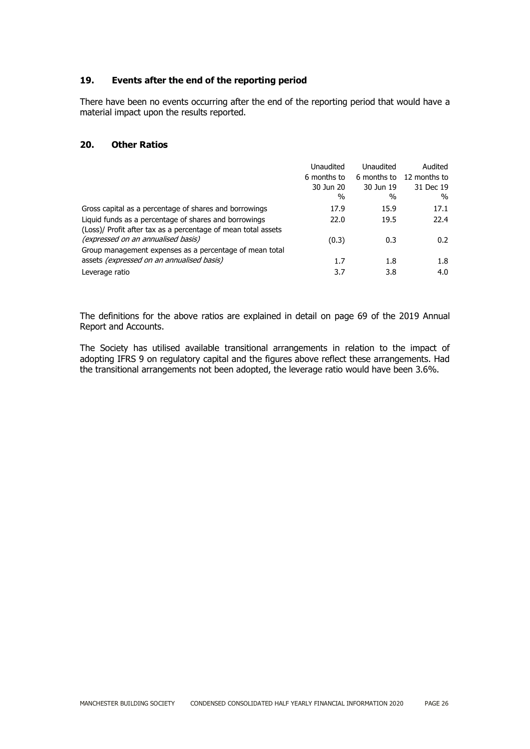## 19. Events after the end of the reporting period

There have been no events occurring after the end of the reporting period that would have a material impact upon the results reported.

## 20. Other Ratios

| | Unaudited 6 months to 30 Jun 20 % | Unaudited 6 months to 30 Jun 19 % | Audited 12 months to 31 Dec 19 % |
|---|---|---|---|
| Gross capital as a percentage of shares and borrowings | 17.9 | 15.9 | 17.1 |
| Liquid funds as a percentage of shares and borrowings | 22.0 | 19.5 | 22.4 |
| (Loss)/ Profit after tax as a percentage of mean total assets *(expressed on an annualised basis)* | (0.3) | 0.3 | 0.2 |
| Group management expenses as a percentage of mean total assets *(expressed on an annualised basis)* | 1.7 | 1.8 | 1.8 |
| Leverage ratio | 3.7 | 3.8 | 4.0 |

The definitions for the above ratios are explained in detail on page 69 of the 2019 Annual Report and Accounts.

The Society has utilised available transitional arrangements in relation to the impact of adopting IFRS 9 on regulatory capital and the figures above reflect these arrangements. Had the transitional arrangements not been adopted, the leverage ratio would have been 3.6%.